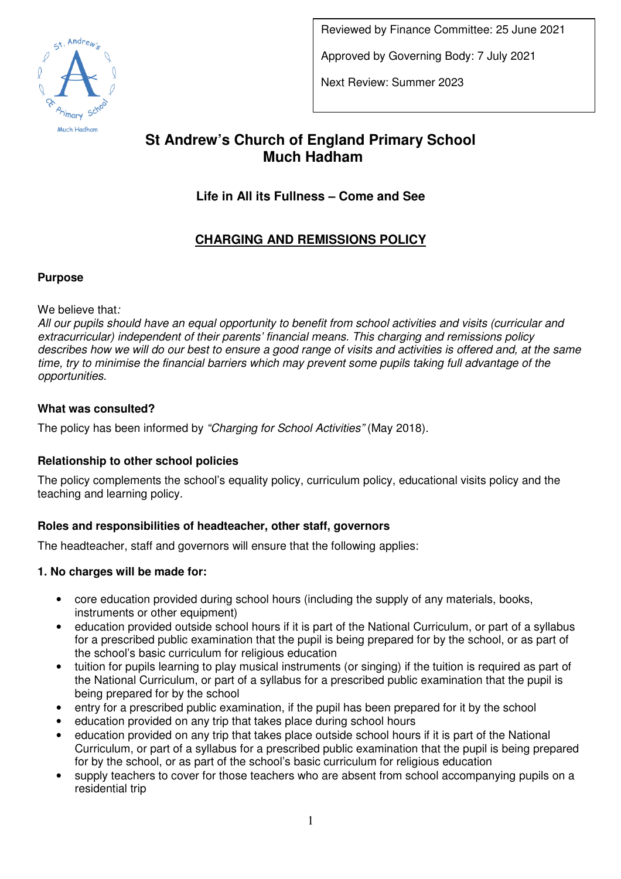Reviewed by Finance Committee: 25 June 2021

Approved by Governing Body: 7 July 2021

Next Review: Summer 2023

# St Andrew's Church of England Primary School
# Much Hadham

### Life in All its Fullness – Come and See

## CHARGING AND REMISSIONS POLICY

**Purpose**

We believe that*:*
*All our pupils should have an equal opportunity to benefit from school activities and visits (curricular and extracurricular) independent of their parents' financial means. This charging and remissions policy describes how we will do our best to ensure a good range of visits and activities is offered and, at the same time, try to minimise the financial barriers which may prevent some pupils taking full advantage of the opportunities.*

**What was consulted?**

The policy has been informed by *"Charging for School Activities"* (May 2018).

**Relationship to other school policies**

The policy complements the school's equality policy, curriculum policy, educational visits policy and the teaching and learning policy.

**Roles and responsibilities of headteacher, other staff, governors**

The headteacher, staff and governors will ensure that the following applies:

**1. No charges will be made for:**

- core education provided during school hours (including the supply of any materials, books, instruments or other equipment)
- education provided outside school hours if it is part of the National Curriculum, or part of a syllabus for a prescribed public examination that the pupil is being prepared for by the school, or as part of the school's basic curriculum for religious education
- tuition for pupils learning to play musical instruments (or singing) if the tuition is required as part of the National Curriculum, or part of a syllabus for a prescribed public examination that the pupil is being prepared for by the school
- entry for a prescribed public examination, if the pupil has been prepared for it by the school
- education provided on any trip that takes place during school hours
- education provided on any trip that takes place outside school hours if it is part of the National Curriculum, or part of a syllabus for a prescribed public examination that the pupil is being prepared for by the school, or as part of the school's basic curriculum for religious education
- supply teachers to cover for those teachers who are absent from school accompanying pupils on a residential trip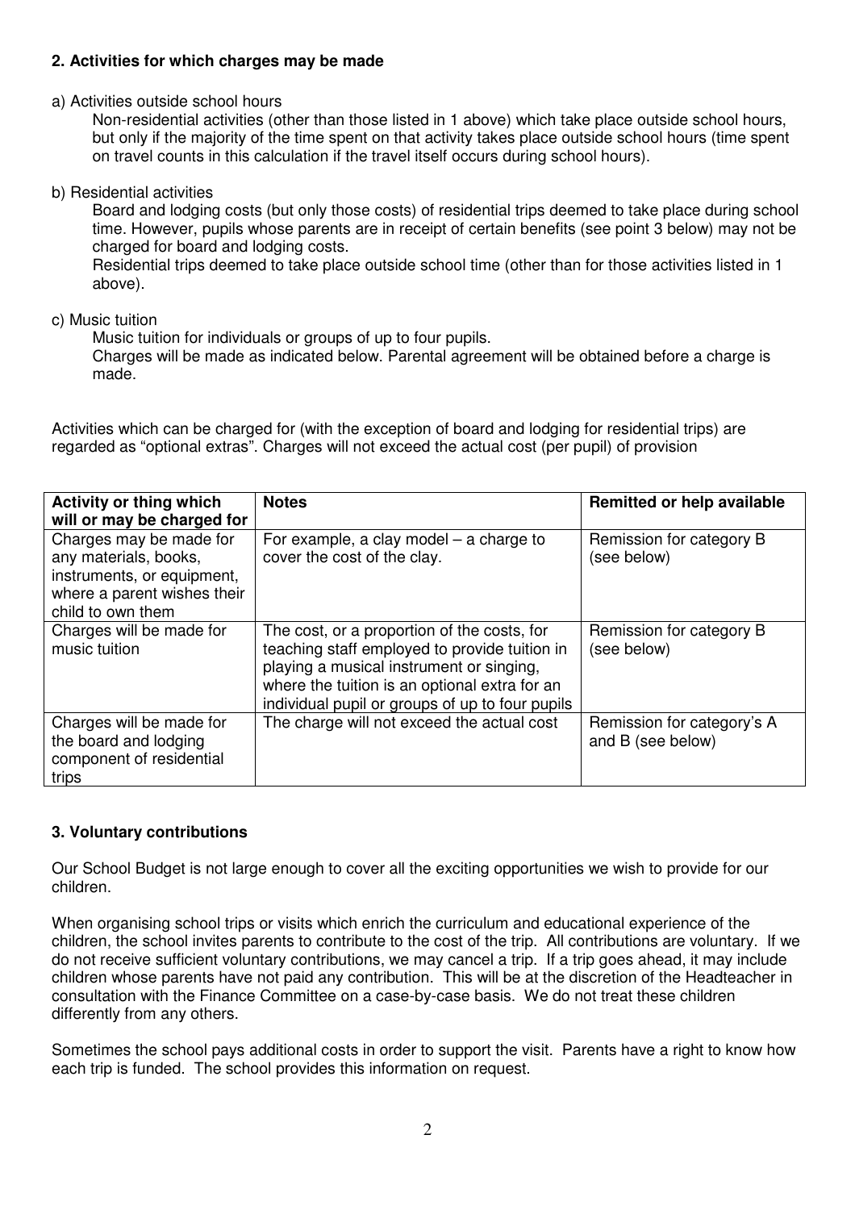## 2. Activities for which charges may be made

a) Activities outside school hours

Non-residential activities (other than those listed in 1 above) which take place outside school hours, but only if the majority of the time spent on that activity takes place outside school hours (time spent on travel counts in this calculation if the travel itself occurs during school hours).

b) Residential activities

Board and lodging costs (but only those costs) of residential trips deemed to take place during school time. However, pupils whose parents are in receipt of certain benefits (see point 3 below) may not be charged for board and lodging costs.

Residential trips deemed to take place outside school time (other than for those activities listed in 1 above).

c) Music tuition

Music tuition for individuals or groups of up to four pupils.

Charges will be made as indicated below. Parental agreement will be obtained before a charge is made.

Activities which can be charged for (with the exception of board and lodging for residential trips) are regarded as "optional extras". Charges will not exceed the actual cost (per pupil) of provision

| Activity or thing which will or may be charged for | Notes | Remitted or help available |
|---|---|---|
| Charges may be made for any materials, books, instruments, or equipment, where a parent wishes their child to own them | For example, a clay model – a charge to cover the cost of the clay. | Remission for category B (see below) |
| Charges will be made for music tuition | The cost, or a proportion of the costs, for teaching staff employed to provide tuition in playing a musical instrument or singing, where the tuition is an optional extra for an individual pupil or groups of up to four pupils | Remission for category B (see below) |
| Charges will be made for the board and lodging component of residential trips | The charge will not exceed the actual cost | Remission for category's A and B (see below) |

## 3. Voluntary contributions

Our School Budget is not large enough to cover all the exciting opportunities we wish to provide for our children.

When organising school trips or visits which enrich the curriculum and educational experience of the children, the school invites parents to contribute to the cost of the trip. All contributions are voluntary. If we do not receive sufficient voluntary contributions, we may cancel a trip. If a trip goes ahead, it may include children whose parents have not paid any contribution. This will be at the discretion of the Headteacher in consultation with the Finance Committee on a case-by-case basis. We do not treat these children differently from any others.

Sometimes the school pays additional costs in order to support the visit. Parents have a right to know how each trip is funded. The school provides this information on request.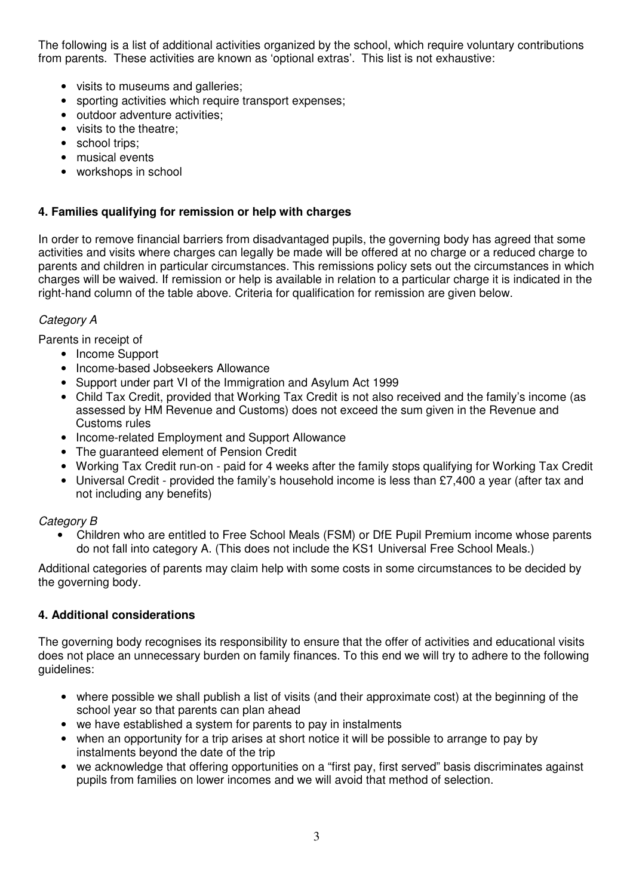The following is a list of additional activities organized by the school, which require voluntary contributions from parents. These activities are known as 'optional extras'. This list is not exhaustive:

- visits to museums and galleries;
- sporting activities which require transport expenses;
- outdoor adventure activities;
- visits to the theatre;
- school trips;
- musical events
- workshops in school

### 4. Families qualifying for remission or help with charges

In order to remove financial barriers from disadvantaged pupils, the governing body has agreed that some activities and visits where charges can legally be made will be offered at no charge or a reduced charge to parents and children in particular circumstances. This remissions policy sets out the circumstances in which charges will be waived. If remission or help is available in relation to a particular charge it is indicated in the right-hand column of the table above. Criteria for qualification for remission are given below.

*Category A*

Parents in receipt of

- Income Support
- Income-based Jobseekers Allowance
- Support under part VI of the Immigration and Asylum Act 1999
- Child Tax Credit, provided that Working Tax Credit is not also received and the family's income (as assessed by HM Revenue and Customs) does not exceed the sum given in the Revenue and Customs rules
- Income-related Employment and Support Allowance
- The guaranteed element of Pension Credit
- Working Tax Credit run-on - paid for 4 weeks after the family stops qualifying for Working Tax Credit
- Universal Credit - provided the family's household income is less than £7,400 a year (after tax and not including any benefits)

*Category B*

- Children who are entitled to Free School Meals (FSM) or DfE Pupil Premium income whose parents do not fall into category A. (This does not include the KS1 Universal Free School Meals.)

Additional categories of parents may claim help with some costs in some circumstances to be decided by the governing body.

### 4. Additional considerations

The governing body recognises its responsibility to ensure that the offer of activities and educational visits does not place an unnecessary burden on family finances. To this end we will try to adhere to the following guidelines:

- where possible we shall publish a list of visits (and their approximate cost) at the beginning of the school year so that parents can plan ahead
- we have established a system for parents to pay in instalments
- when an opportunity for a trip arises at short notice it will be possible to arrange to pay by instalments beyond the date of the trip
- we acknowledge that offering opportunities on a "first pay, first served" basis discriminates against pupils from families on lower incomes and we will avoid that method of selection.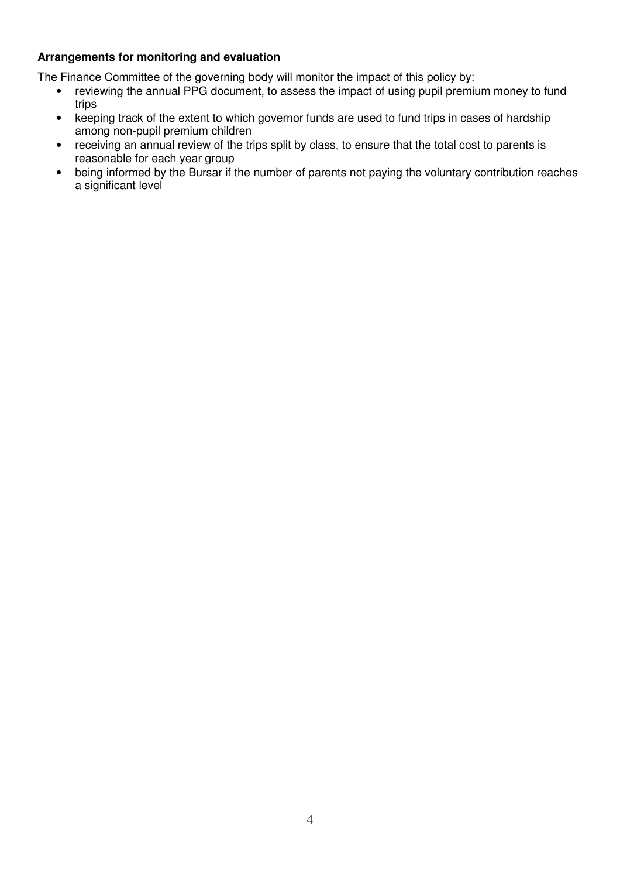**Arrangements for monitoring and evaluation**

The Finance Committee of the governing body will monitor the impact of this policy by:

- reviewing the annual PPG document, to assess the impact of using pupil premium money to fund trips
- keeping track of the extent to which governor funds are used to fund trips in cases of hardship among non-pupil premium children
- receiving an annual review of the trips split by class, to ensure that the total cost to parents is reasonable for each year group
- being informed by the Bursar if the number of parents not paying the voluntary contribution reaches a significant level